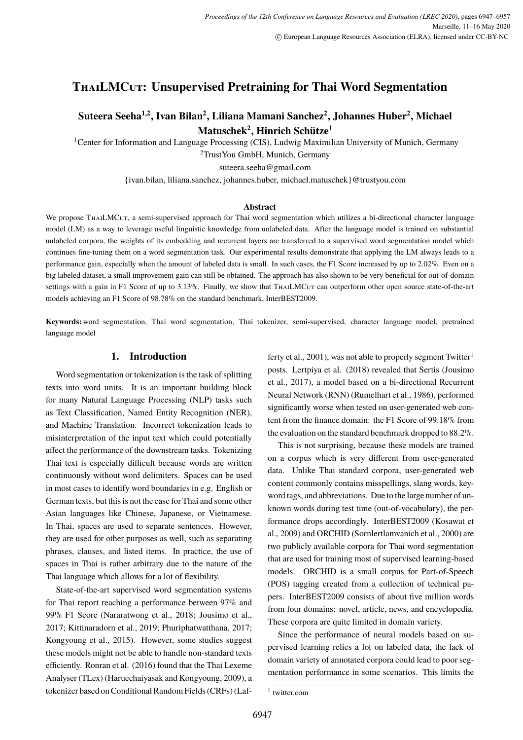# ThaiLMCut: Unsupervised Pretraining for Thai Word Segmentation

**Suteera Seeha[1,2], Ivan Bilan[2], Liliana Mamani Sanchez[2], Johannes Huber[2], Michael Matuschek[2], Hinrich Schütze[1]**

[1]Center for Information and Language Processing (CIS), Ludwig Maximilian University of Munich, Germany
[2]TrustYou GmbH, Munich, Germany
suteera.seeha@gmail.com
{ivan.bilan, liliana.sanchez, johannes.huber, michael.matuschek}@trustyou.com

### Abstract

We propose ThaiLMCut, a semi-supervised approach for Thai word segmentation which utilizes a bi-directional character language model (LM) as a way to leverage useful linguistic knowledge from unlabeled data. After the language model is trained on substantial unlabeled corpora, the weights of its embedding and recurrent layers are transferred to a supervised word segmentation model which continues fine-tuning them on a word segmentation task. Our experimental results demonstrate that applying the LM always leads to a performance gain, especially when the amount of labeled data is small. In such cases, the F1 Score increased by up to 2.02%. Even on a big labeled dataset, a small improvement gain can still be obtained. The approach has also shown to be very beneficial for out-of-domain settings with a gain in F1 Score of up to 3.13%. Finally, we show that ThaiLMCut can outperform other open source state-of-the-art models achieving an F1 Score of 98.78% on the standard benchmark, InterBEST2009.

**Keywords:** word segmentation, Thai word segmentation, Thai tokenizer, semi-supervised, character language model, pretrained language model

## 1. Introduction

Word segmentation or tokenization is the task of splitting texts into word units. It is an important building block for many Natural Language Processing (NLP) tasks such as Text Classification, Named Entity Recognition (NER), and Machine Translation. Incorrect tokenization leads to misinterpretation of the input text which could potentially affect the performance of the downstream tasks. Tokenizing Thai text is especially difficult because words are written continuously without word delimiters. Spaces can be used in most cases to identify word boundaries in e.g. English or German texts, but this is not the case for Thai and some other Asian languages like Chinese, Japanese, or Vietnamese. In Thai, spaces are used to separate sentences. However, they are used for other purposes as well, such as separating phrases, clauses, and listed items. In practice, the use of spaces in Thai is rather arbitrary due to the nature of the Thai language which allows for a lot of flexibility.

State-of-the-art supervised word segmentation systems for Thai report reaching a performance between 97% and 99% F1 Score (Nararatwong et al., 2018; Jousimo et al., 2017; Kittinaradorn et al., 2019; Phuriphatwatthana, 2017; Kongyoung et al., 2015). However, some studies suggest these models might not be able to handle non-standard texts efficiently. Ronran et al. (2016) found that the Thai Lexeme Analyser (TLex) (Haruechaiyasak and Kongyoung, 2009), a tokenizer based on Conditional Random Fields (CRFs) (Lafferty et al., 2001), was not able to properly segment Twitter[1] posts. Lertpiya et al. (2018) revealed that Sertis (Jousimo et al., 2017), a model based on a bi-directional Recurrent Neural Network (RNN) (Rumelhart et al., 1986), performed significantly worse when tested on user-generated web content from the finance domain: the F1 Score of 99.18% from the evaluation on the standard benchmark dropped to 88.2%.

This is not surprising, because these models are trained on a corpus which is very different from user-generated data. Unlike Thai standard corpora, user-generated web content commonly contains misspellings, slang words, keyword tags, and abbreviations. Due to the large number of unknown words during test time (out-of-vocabulary), the performance drops accordingly. InterBEST2009 (Kosawat et al., 2009) and ORCHID (Sornlertlamvanich et al., 2000) are two publicly available corpora for Thai word segmentation that are used for training most of supervised learning-based models. ORCHID is a small corpus for Part-of-Speech (POS) tagging created from a collection of technical papers. InterBEST2009 consists of about five million words from four domains: novel, article, news, and encyclopedia. These corpora are quite limited in domain variety.

Since the performance of neural models based on supervised learning relies a lot on labeled data, the lack of domain variety of annotated corpora could lead to poor segmentation performance in some scenarios. This limits the

[1] twitter.com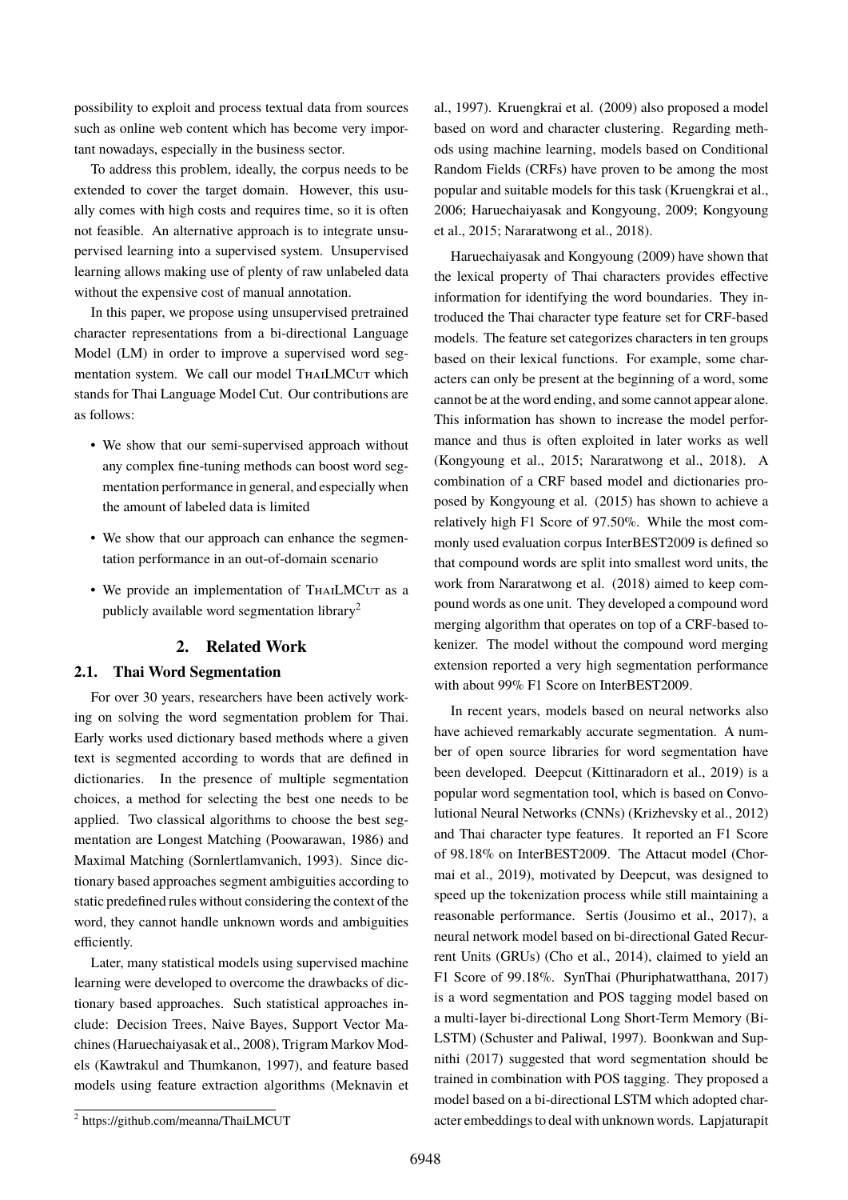possibility to exploit and process textual data from sources such as online web content which has become very important nowadays, especially in the business sector.

To address this problem, ideally, the corpus needs to be extended to cover the target domain. However, this usually comes with high costs and requires time, so it is often not feasible. An alternative approach is to integrate unsupervised learning into a supervised system. Unsupervised learning allows making use of plenty of raw unlabeled data without the expensive cost of manual annotation.

In this paper, we propose using unsupervised pretrained character representations from a bi-directional Language Model (LM) in order to improve a supervised word segmentation system. We call our model ThaiLMCut which stands for Thai Language Model Cut. Our contributions are as follows:

- We show that our semi-supervised approach without any complex fine-tuning methods can boost word segmentation performance in general, and especially when the amount of labeled data is limited
- We show that our approach can enhance the segmentation performance in an out-of-domain scenario
- We provide an implementation of ThaiLMCut as a publicly available word segmentation library[2]

## 2. Related Work

### 2.1. Thai Word Segmentation

For over 30 years, researchers have been actively working on solving the word segmentation problem for Thai. Early works used dictionary based methods where a given text is segmented according to words that are defined in dictionaries. In the presence of multiple segmentation choices, a method for selecting the best one needs to be applied. Two classical algorithms to choose the best segmentation are Longest Matching (Poowarawan, 1986) and Maximal Matching (Sornlertlamvanich, 1993). Since dictionary based approaches segment ambiguities according to static predefined rules without considering the context of the word, they cannot handle unknown words and ambiguities efficiently.

Later, many statistical models using supervised machine learning were developed to overcome the drawbacks of dictionary based approaches. Such statistical approaches include: Decision Trees, Naive Bayes, Support Vector Machines (Haruechaiyasak et al., 2008), Trigram Markov Models (Kawtrakul and Thumkanon, 1997), and feature based models using feature extraction algorithms (Meknavin et al., 1997). Kruengkrai et al. (2009) also proposed a model based on word and character clustering. Regarding methods using machine learning, models based on Conditional Random Fields (CRFs) have proven to be among the most popular and suitable models for this task (Kruengkrai et al., 2006; Haruechaiyasak and Kongyoung, 2009; Kongyoung et al., 2015; Nararatwong et al., 2018).

Haruechaiyasak and Kongyoung (2009) have shown that the lexical property of Thai characters provides effective information for identifying the word boundaries. They introduced the Thai character type feature set for CRF-based models. The feature set categorizes characters in ten groups based on their lexical functions. For example, some characters can only be present at the beginning of a word, some cannot be at the word ending, and some cannot appear alone. This information has shown to increase the model performance and thus is often exploited in later works as well (Kongyoung et al., 2015; Nararatwong et al., 2018). A combination of a CRF based model and dictionaries proposed by Kongyoung et al. (2015) has shown to achieve a relatively high F1 Score of 97.50%. While the most commonly used evaluation corpus InterBEST2009 is defined so that compound words are split into smallest word units, the work from Nararatwong et al. (2018) aimed to keep compound words as one unit. They developed a compound word merging algorithm that operates on top of a CRF-based tokenizer. The model without the compound word merging extension reported a very high segmentation performance with about 99% F1 Score on InterBEST2009.

In recent years, models based on neural networks also have achieved remarkably accurate segmentation. A number of open source libraries for word segmentation have been developed. Deepcut (Kittinaradorn et al., 2019) is a popular word segmentation tool, which is based on Convolutional Neural Networks (CNNs) (Krizhevsky et al., 2012) and Thai character type features. It reported an F1 Score of 98.18% on InterBEST2009. The Attacut model (Chormai et al., 2019), motivated by Deepcut, was designed to speed up the tokenization process while still maintaining a reasonable performance. Sertis (Jousimo et al., 2017), a neural network model based on bi-directional Gated Recurrent Units (GRUs) (Cho et al., 2014), claimed to yield an F1 Score of 99.18%. SynThai (Phuriphatwatthana, 2017) is a word segmentation and POS tagging model based on a multi-layer bi-directional Long Short-Term Memory (Bi-LSTM) (Schuster and Paliwal, 1997). Boonkwan and Supnithi (2017) suggested that word segmentation should be trained in combination with POS tagging. They proposed a model based on a bi-directional LSTM which adopted character embeddings to deal with unknown words. Lapjaturapit

[2] https://github.com/meanna/ThaiLMCUT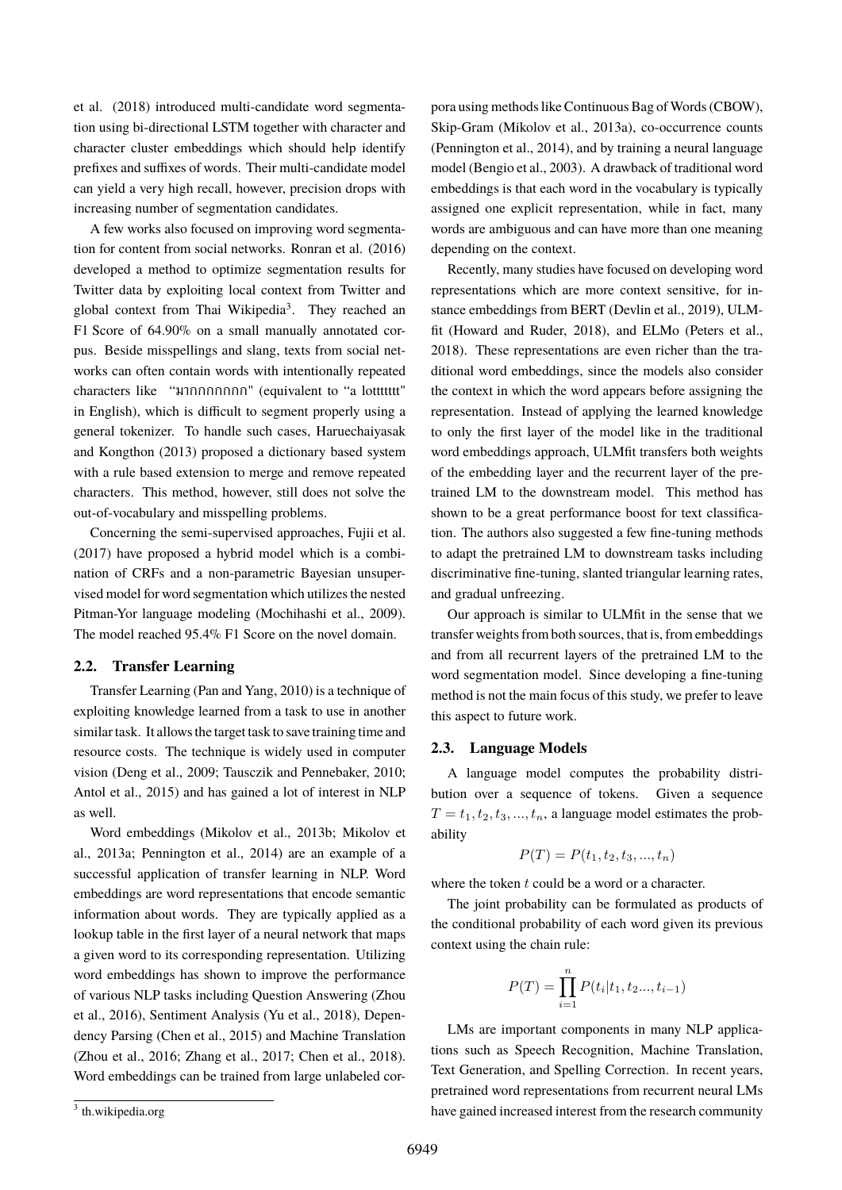et al. (2018) introduced multi-candidate word segmentation using bi-directional LSTM together with character and character cluster embeddings which should help identify prefixes and suffixes of words. Their multi-candidate model can yield a very high recall, however, precision drops with increasing number of segmentation candidates.

A few works also focused on improving word segmentation for content from social networks. Ronran et al. (2016) developed a method to optimize segmentation results for Twitter data by exploiting local context from Twitter and global context from Thai Wikipedia[3]. They reached an F1 Score of 64.90% on a small manually annotated corpus. Beside misspellings and slang, texts from social networks can often contain words with intentionally repeated characters like "มากกกกกกก" (equivalent to "a lotttttt" in English), which is difficult to segment properly using a general tokenizer. To handle such cases, Haruechaiyasak and Kongthon (2013) proposed a dictionary based system with a rule based extension to merge and remove repeated characters. This method, however, still does not solve the out-of-vocabulary and misspelling problems.

Concerning the semi-supervised approaches, Fujii et al. (2017) have proposed a hybrid model which is a combination of CRFs and a non-parametric Bayesian unsupervised model for word segmentation which utilizes the nested Pitman-Yor language modeling (Mochihashi et al., 2009). The model reached 95.4% F1 Score on the novel domain.

### 2.2. Transfer Learning

Transfer Learning (Pan and Yang, 2010) is a technique of exploiting knowledge learned from a task to use in another similar task. It allows the target task to save training time and resource costs. The technique is widely used in computer vision (Deng et al., 2009; Tausczik and Pennebaker, 2010; Antol et al., 2015) and has gained a lot of interest in NLP as well.

Word embeddings (Mikolov et al., 2013b; Mikolov et al., 2013a; Pennington et al., 2014) are an example of a successful application of transfer learning in NLP. Word embeddings are word representations that encode semantic information about words. They are typically applied as a lookup table in the first layer of a neural network that maps a given word to its corresponding representation. Utilizing word embeddings has shown to improve the performance of various NLP tasks including Question Answering (Zhou et al., 2016), Sentiment Analysis (Yu et al., 2018), Dependency Parsing (Chen et al., 2015) and Machine Translation (Zhou et al., 2016; Zhang et al., 2017; Chen et al., 2018). Word embeddings can be trained from large unlabeled corpora using methods like Continuous Bag of Words (CBOW), Skip-Gram (Mikolov et al., 2013a), co-occurrence counts (Pennington et al., 2014), and by training a neural language model (Bengio et al., 2003). A drawback of traditional word embeddings is that each word in the vocabulary is typically assigned one explicit representation, while in fact, many words are ambiguous and can have more than one meaning depending on the context.

Recently, many studies have focused on developing word representations which are more context sensitive, for instance embeddings from BERT (Devlin et al., 2019), ULMfit (Howard and Ruder, 2018), and ELMo (Peters et al., 2018). These representations are even richer than the traditional word embeddings, since the models also consider the context in which the word appears before assigning the representation. Instead of applying the learned knowledge to only the first layer of the model like in the traditional word embeddings approach, ULMfit transfers both weights of the embedding layer and the recurrent layer of the pretrained LM to the downstream model. This method has shown to be a great performance boost for text classification. The authors also suggested a few fine-tuning methods to adapt the pretrained LM to downstream tasks including discriminative fine-tuning, slanted triangular learning rates, and gradual unfreezing.

Our approach is similar to ULMfit in the sense that we transfer weights from both sources, that is, from embeddings and from all recurrent layers of the pretrained LM to the word segmentation model. Since developing a fine-tuning method is not the main focus of this study, we prefer to leave this aspect to future work.

### 2.3. Language Models

A language model computes the probability distribution over a sequence of tokens. Given a sequence $T = t_1, t_2, t_3, ..., t_n$, a language model estimates the probability

$$P(T) = P(t_1, t_2, t_3, ..., t_n)$$

where the token $t$ could be a word or a character.

The joint probability can be formulated as products of the conditional probability of each word given its previous context using the chain rule:

$$P(T) = \prod_{i=1}^{n} P(t_i | t_1, t_2 ..., t_{i-1})$$

LMs are important components in many NLP applications such as Speech Recognition, Machine Translation, Text Generation, and Spelling Correction. In recent years, pretrained word representations from recurrent neural LMs have gained increased interest from the research community

[3] th.wikipedia.org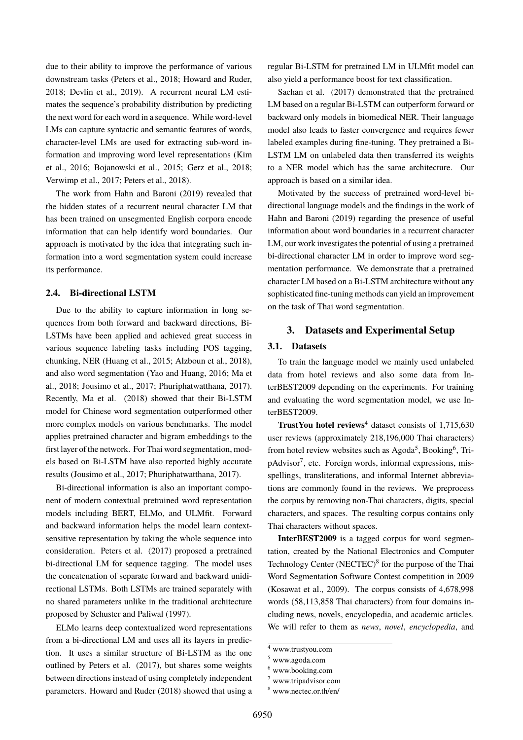due to their ability to improve the performance of various downstream tasks (Peters et al., 2018; Howard and Ruder, 2018; Devlin et al., 2019). A recurrent neural LM estimates the sequence's probability distribution by predicting the next word for each word in a sequence. While word-level LMs can capture syntactic and semantic features of words, character-level LMs are used for extracting sub-word information and improving word level representations (Kim et al., 2016; Bojanowski et al., 2015; Gerz et al., 2018; Verwimp et al., 2017; Peters et al., 2018).

The work from Hahn and Baroni (2019) revealed that the hidden states of a recurrent neural character LM that has been trained on unsegmented English corpora encode information that can help identify word boundaries. Our approach is motivated by the idea that integrating such information into a word segmentation system could increase its performance.

### 2.4. Bi-directional LSTM

Due to the ability to capture information in long sequences from both forward and backward directions, Bi-LSTMs have been applied and achieved great success in various sequence labeling tasks including POS tagging, chunking, NER (Huang et al., 2015; Alzboun et al., 2018), and also word segmentation (Yao and Huang, 2016; Ma et al., 2018; Jousimo et al., 2017; Phuriphatwatthana, 2017). Recently, Ma et al. (2018) showed that their Bi-LSTM model for Chinese word segmentation outperformed other more complex models on various benchmarks. The model applies pretrained character and bigram embeddings to the first layer of the network. For Thai word segmentation, models based on Bi-LSTM have also reported highly accurate results (Jousimo et al., 2017; Phuriphatwatthana, 2017).

Bi-directional information is also an important component of modern contextual pretrained word representation models including BERT, ELMo, and ULMfit. Forward and backward information helps the model learn context-sensitive representation by taking the whole sequence into consideration. Peters et al. (2017) proposed a pretrained bi-directional LM for sequence tagging. The model uses the concatenation of separate forward and backward unidirectional LSTMs. Both LSTMs are trained separately with no shared parameters unlike in the traditional architecture proposed by Schuster and Paliwal (1997).

ELMo learns deep contextualized word representations from a bi-directional LM and uses all its layers in prediction. It uses a similar structure of Bi-LSTM as the one outlined by Peters et al. (2017), but shares some weights between directions instead of using completely independent parameters. Howard and Ruder (2018) showed that using a regular Bi-LSTM for pretrained LM in ULMfit model can also yield a performance boost for text classification.

Sachan et al. (2017) demonstrated that the pretrained LM based on a regular Bi-LSTM can outperform forward or backward only models in biomedical NER. Their language model also leads to faster convergence and requires fewer labeled examples during fine-tuning. They pretrained a Bi-LSTM LM on unlabeled data then transferred its weights to a NER model which has the same architecture. Our approach is based on a similar idea.

Motivated by the success of pretrained word-level bi-directional language models and the findings in the work of Hahn and Baroni (2019) regarding the presence of useful information about word boundaries in a recurrent character LM, our work investigates the potential of using a pretrained bi-directional character LM in order to improve word segmentation performance. We demonstrate that a pretrained character LM based on a Bi-LSTM architecture without any sophisticated fine-tuning methods can yield an improvement on the task of Thai word segmentation.

## 3. Datasets and Experimental Setup

### 3.1. Datasets

To train the language model we mainly used unlabeled data from hotel reviews and also some data from InterBEST2009 depending on the experiments. For training and evaluating the word segmentation model, we use InterBEST2009.

**TrustYou hotel reviews**[4] dataset consists of 1,715,630 user reviews (approximately 218,196,000 Thai characters) from hotel review websites such as Agoda[5], Booking[6], TripAdvisor[7], etc. Foreign words, informal expressions, misspellings, transliterations, and informal Internet abbreviations are commonly found in the reviews. We preprocess the corpus by removing non-Thai characters, digits, special characters, and spaces. The resulting corpus contains only Thai characters without spaces.

**InterBEST2009** is a tagged corpus for word segmentation, created by the National Electronics and Computer Technology Center (NECTEC)[8] for the purpose of the Thai Word Segmentation Software Contest competition in 2009 (Kosawat et al., 2009). The corpus consists of 4,678,998 words (58,113,858 Thai characters) from four domains including news, novels, encyclopedia, and academic articles. We will refer to them as *news*, *novel*, *encyclopedia*, and

[4] www.trustyou.com
[5] www.agoda.com
[6] www.booking.com
[7] www.tripadvisor.com
[8] www.nectec.or.th/en/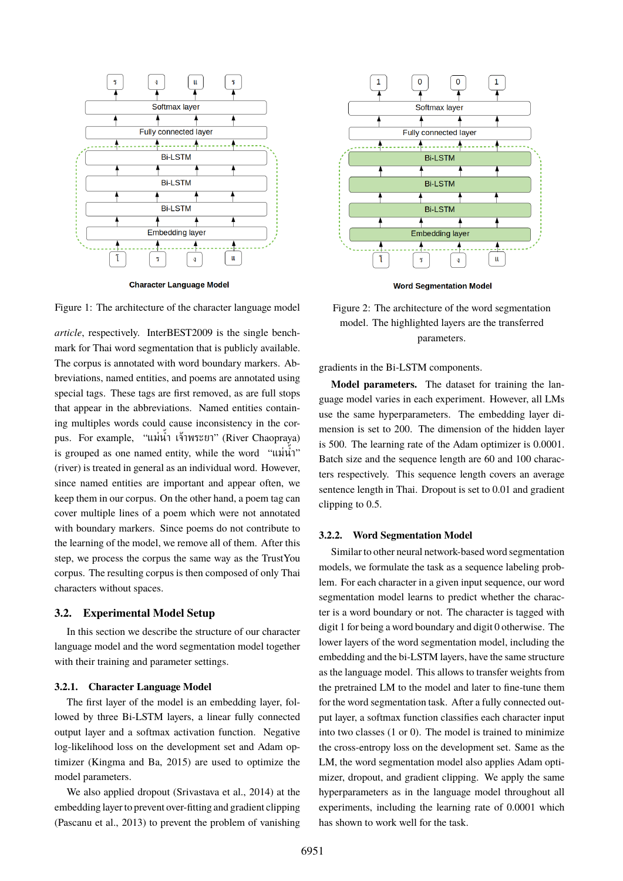Character Language Model

Figure 1: The architecture of the character language model

Word Segmentation Model

Figure 2: The architecture of the word segmentation model. The highlighted layers are the transferred parameters.

*article*, respectively. InterBEST2009 is the single benchmark for Thai word segmentation that is publicly available. The corpus is annotated with word boundary markers. Abbreviations, named entities, and poems are annotated using special tags. These tags are first removed, as are full stops that appear in the abbreviations. Named entities containing multiples words could cause inconsistency in the corpus. For example, "แม่น้ำ เจ้าพระยา" (River Chaopraya) is grouped as one named entity, while the word "แม่น้ำ" (river) is treated in general as an individual word. However, since named entities are important and appear often, we keep them in our corpus. On the other hand, a poem tag can cover multiple lines of a poem which were not annotated with boundary markers. Since poems do not contribute to the learning of the model, we remove all of them. After this step, we process the corpus the same way as the TrustYou corpus. The resulting corpus is then composed of only Thai characters without spaces.

## 3.2. Experimental Model Setup

In this section we describe the structure of our character language model and the word segmentation model together with their training and parameter settings.

### 3.2.1. Character Language Model

The first layer of the model is an embedding layer, followed by three Bi-LSTM layers, a linear fully connected output layer and a softmax activation function. Negative log-likelihood loss on the development set and Adam optimizer (Kingma and Ba, 2015) are used to optimize the model parameters.

We also applied dropout (Srivastava et al., 2014) at the embedding layer to prevent over-fitting and gradient clipping (Pascanu et al., 2013) to prevent the problem of vanishing gradients in the Bi-LSTM components.

**Model parameters.** The dataset for training the language model varies in each experiment. However, all LMs use the same hyperparameters. The embedding layer dimension is set to 200. The dimension of the hidden layer is 500. The learning rate of the Adam optimizer is 0.0001. Batch size and the sequence length are 60 and 100 characters respectively. This sequence length covers an average sentence length in Thai. Dropout is set to 0.01 and gradient clipping to 0.5.

### 3.2.2. Word Segmentation Model

Similar to other neural network-based word segmentation models, we formulate the task as a sequence labeling problem. For each character in a given input sequence, our word segmentation model learns to predict whether the character is a word boundary or not. The character is tagged with digit 1 for being a word boundary and digit 0 otherwise. The lower layers of the word segmentation model, including the embedding and the bi-LSTM layers, have the same structure as the language model. This allows to transfer weights from the pretrained LM to the model and later to fine-tune them for the word segmentation task. After a fully connected output layer, a softmax function classifies each character input into two classes (1 or 0). The model is trained to minimize the cross-entropy loss on the development set. Same as the LM, the word segmentation model also applies Adam optimizer, dropout, and gradient clipping. We apply the same hyperparameters as in the language model throughout all experiments, including the learning rate of 0.0001 which has shown to work well for the task.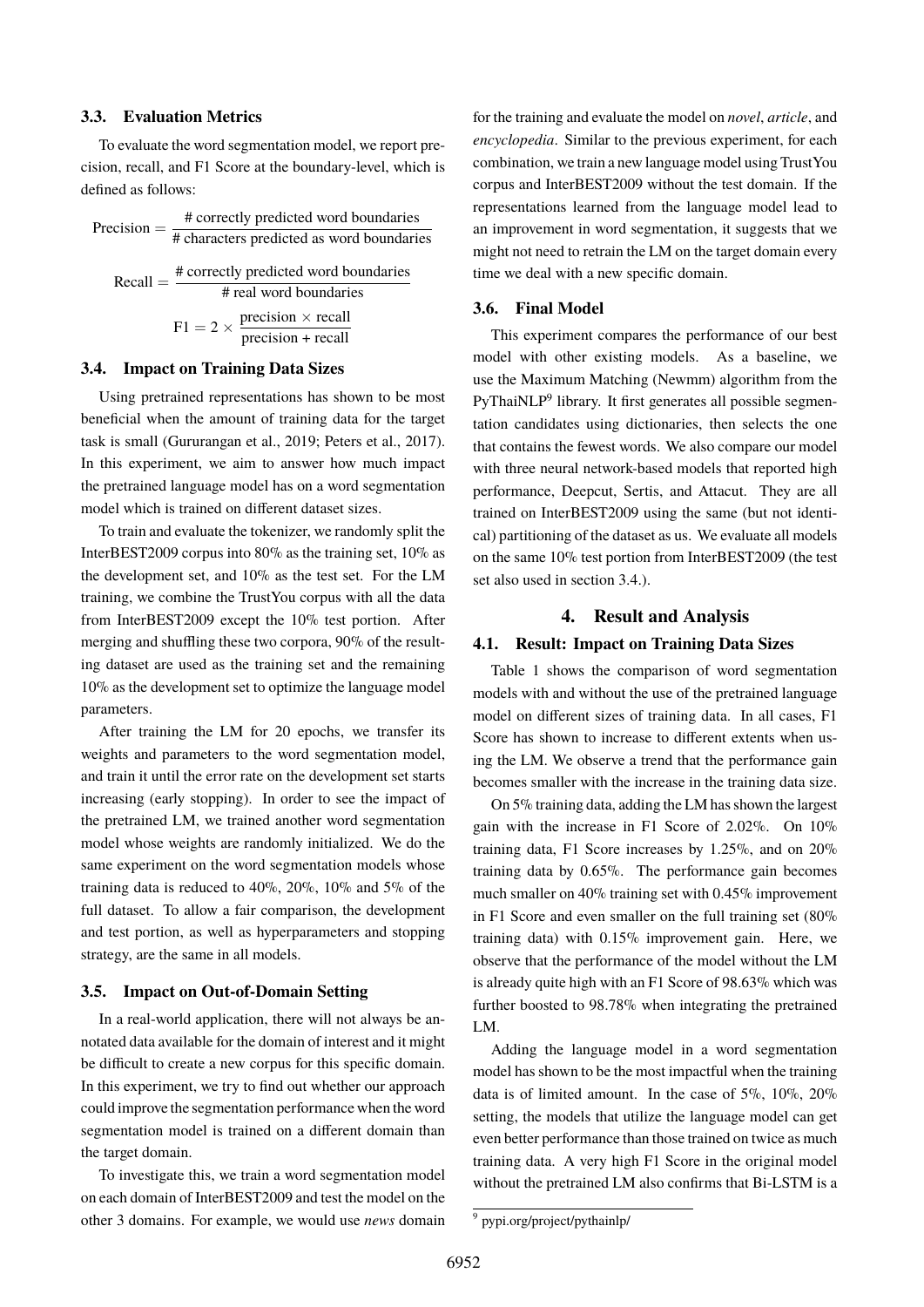### 3.3. Evaluation Metrics

To evaluate the word segmentation model, we report precision, recall, and F1 Score at the boundary-level, which is defined as follows:

$$\text{Precision} = \frac{\text{\# correctly predicted word boundaries}}{\text{\# characters predicted as word boundaries}}$$

$$\text{Recall} = \frac{\text{\# correctly predicted word boundaries}}{\text{\# real word boundaries}}$$

$$\text{F1} = 2 \times \frac{\text{precision} \times \text{recall}}{\text{precision + recall}}$$

### 3.4. Impact on Training Data Sizes

Using pretrained representations has shown to be most beneficial when the amount of training data for the target task is small (Gururangan et al., 2019; Peters et al., 2017). In this experiment, we aim to answer how much impact the pretrained language model has on a word segmentation model which is trained on different dataset sizes.

To train and evaluate the tokenizer, we randomly split the InterBEST2009 corpus into 80% as the training set, 10% as the development set, and 10% as the test set. For the LM training, we combine the TrustYou corpus with all the data from InterBEST2009 except the 10% test portion. After merging and shuffling these two corpora, 90% of the resulting dataset are used as the training set and the remaining 10% as the development set to optimize the language model parameters.

After training the LM for 20 epochs, we transfer its weights and parameters to the word segmentation model, and train it until the error rate on the development set starts increasing (early stopping). In order to see the impact of the pretrained LM, we trained another word segmentation model whose weights are randomly initialized. We do the same experiment on the word segmentation models whose training data is reduced to 40%, 20%, 10% and 5% of the full dataset. To allow a fair comparison, the development and test portion, as well as hyperparameters and stopping strategy, are the same in all models.

### 3.5. Impact on Out-of-Domain Setting

In a real-world application, there will not always be annotated data available for the domain of interest and it might be difficult to create a new corpus for this specific domain. In this experiment, we try to find out whether our approach could improve the segmentation performance when the word segmentation model is trained on a different domain than the target domain.

To investigate this, we train a word segmentation model on each domain of InterBEST2009 and test the model on the other 3 domains. For example, we would use *news* domain for the training and evaluate the model on *novel*, *article*, and *encyclopedia*. Similar to the previous experiment, for each combination, we train a new language model using TrustYou corpus and InterBEST2009 without the test domain. If the representations learned from the language model lead to an improvement in word segmentation, it suggests that we might not need to retrain the LM on the target domain every time we deal with a new specific domain.

### 3.6. Final Model

This experiment compares the performance of our best model with other existing models. As a baseline, we use the Maximum Matching (Newmm) algorithm from the PyThaiNLP[9] library. It first generates all possible segmentation candidates using dictionaries, then selects the one that contains the fewest words. We also compare our model with three neural network-based models that reported high performance, Deepcut, Sertis, and Attacut. They are all trained on InterBEST2009 using the same (but not identical) partitioning of the dataset as us. We evaluate all models on the same 10% test portion from InterBEST2009 (the test set also used in section 3.4.).

## 4. Result and Analysis

### 4.1. Result: Impact on Training Data Sizes

Table 1 shows the comparison of word segmentation models with and without the use of the pretrained language model on different sizes of training data. In all cases, F1 Score has shown to increase to different extents when using the LM. We observe a trend that the performance gain becomes smaller with the increase in the training data size.

On 5% training data, adding the LM has shown the largest gain with the increase in F1 Score of 2.02%. On 10% training data, F1 Score increases by 1.25%, and on 20% training data by 0.65%. The performance gain becomes much smaller on 40% training set with 0.45% improvement in F1 Score and even smaller on the full training set (80% training data) with 0.15% improvement gain. Here, we observe that the performance of the model without the LM is already quite high with an F1 Score of 98.63% which was further boosted to 98.78% when integrating the pretrained LM.

Adding the language model in a word segmentation model has shown to be the most impactful when the training data is of limited amount. In the case of 5%, 10%, 20% setting, the models that utilize the language model can get even better performance than those trained on twice as much training data. A very high F1 Score in the original model without the pretrained LM also confirms that Bi-LSTM is a

[9] pypi.org/project/pythainlp/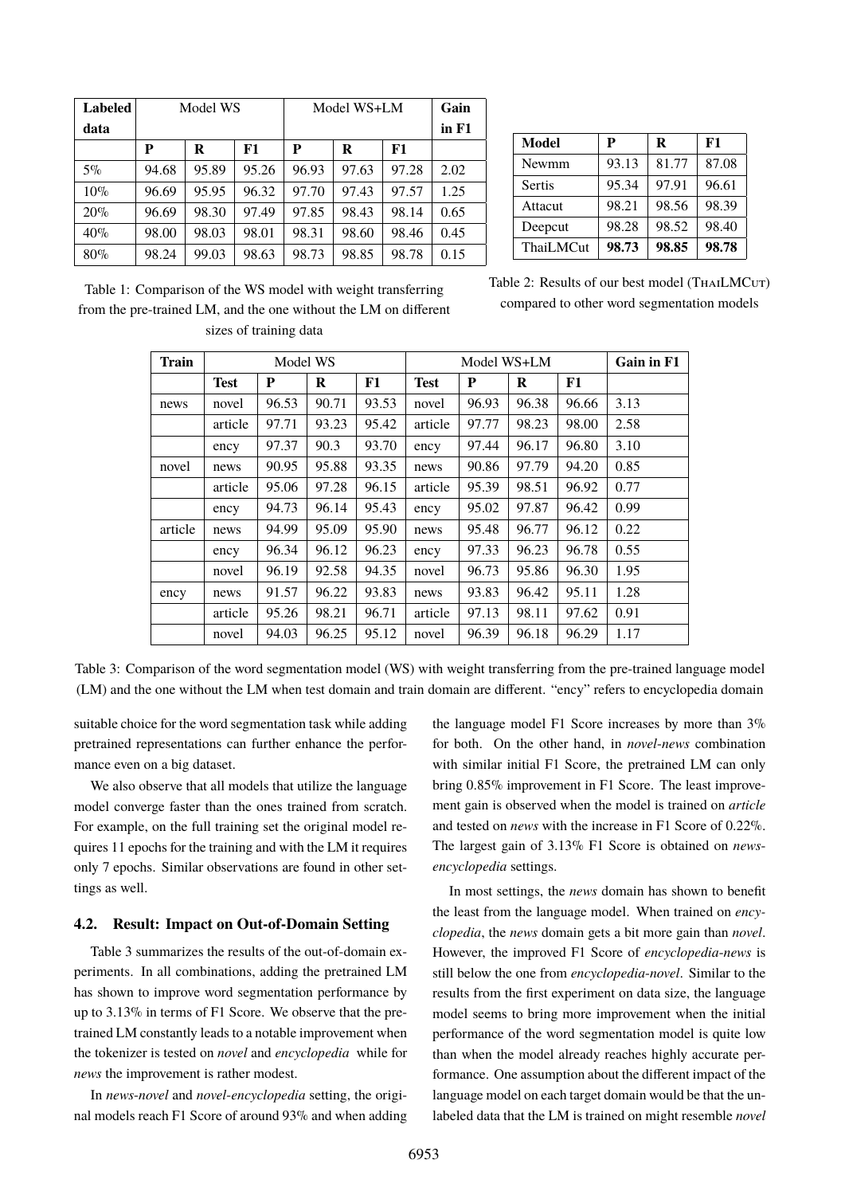| Labeled data | Model WS | | | Model WS+LM | | | Gain in F1 |
|---|---|---|---|---|---|---|---|
| | P | R | F1 | P | R | F1 | |
| 5% | 94.68 | 95.89 | 95.26 | 96.93 | 97.63 | 97.28 | 2.02 |
| 10% | 96.69 | 95.95 | 96.32 | 97.70 | 97.43 | 97.57 | 1.25 |
| 20% | 96.69 | 98.30 | 97.49 | 97.85 | 98.43 | 98.14 | 0.65 |
| 40% | 98.00 | 98.03 | 98.01 | 98.31 | 98.60 | 98.46 | 0.45 |
| 80% | 98.24 | 99.03 | 98.63 | 98.73 | 98.85 | 98.78 | 0.15 |

Table 1: Comparison of the WS model with weight transferring from the pre-trained LM, and the one without the LM on different sizes of training data

| Model | P | R | F1 |
|---|---|---|---|
| Newmm | 93.13 | 81.77 | 87.08 |
| Sertis | 95.34 | 97.91 | 96.61 |
| Attacut | 98.21 | 98.56 | 98.39 |
| Deepcut | 98.28 | 98.52 | 98.40 |
| ThaiLMCut | **98.73** | **98.85** | **98.78** |

Table 2: Results of our best model (ThaiLMCut) compared to other word segmentation models

| Train | Model WS | | | | Model WS+LM | | | | Gain in F1 |
|---|---|---|---|---|---|---|---|---|---|
| | Test | P | R | F1 | Test | P | R | F1 | |
| news | novel | 96.53 | 90.71 | 93.53 | novel | 96.93 | 96.38 | 96.66 | 3.13 |
| | article | 97.71 | 93.23 | 95.42 | article | 97.77 | 98.23 | 98.00 | 2.58 |
| | ency | 97.37 | 90.3 | 93.70 | ency | 97.44 | 96.17 | 96.80 | 3.10 |
| novel | news | 90.95 | 95.88 | 93.35 | news | 90.86 | 97.79 | 94.20 | 0.85 |
| | article | 95.06 | 97.28 | 96.15 | article | 95.39 | 98.51 | 96.92 | 0.77 |
| | ency | 94.73 | 96.14 | 95.43 | ency | 95.02 | 97.87 | 96.42 | 0.99 |
| article | news | 94.99 | 95.09 | 95.90 | news | 95.48 | 96.77 | 96.12 | 0.22 |
| | ency | 96.34 | 96.12 | 96.23 | ency | 97.33 | 96.23 | 96.78 | 0.55 |
| | novel | 96.19 | 92.58 | 94.35 | novel | 96.73 | 95.86 | 96.30 | 1.95 |
| ency | news | 91.57 | 96.22 | 93.83 | news | 93.83 | 96.42 | 95.11 | 1.28 |
| | article | 95.26 | 98.21 | 96.71 | article | 97.13 | 98.11 | 97.62 | 0.91 |
| | novel | 94.03 | 96.25 | 95.12 | novel | 96.39 | 96.18 | 96.29 | 1.17 |

Table 3: Comparison of the word segmentation model (WS) with weight transferring from the pre-trained language model (LM) and the one without the LM when test domain and train domain are different. "ency" refers to encyclopedia domain

suitable choice for the word segmentation task while adding pretrained representations can further enhance the performance even on a big dataset.

We also observe that all models that utilize the language model converge faster than the ones trained from scratch. For example, on the full training set the original model requires 11 epochs for the training and with the LM it requires only 7 epochs. Similar observations are found in other settings as well.

### 4.2. Result: Impact on Out-of-Domain Setting

Table 3 summarizes the results of the out-of-domain experiments. In all combinations, adding the pretrained LM has shown to improve word segmentation performance by up to 3.13% in terms of F1 Score. We observe that the pretrained LM constantly leads to a notable improvement when the tokenizer is tested on *novel* and *encyclopedia* while for *news* the improvement is rather modest.

In *news-novel* and *novel-encyclopedia* setting, the original models reach F1 Score of around 93% and when adding the language model F1 Score increases by more than 3% for both. On the other hand, in *novel-news* combination with similar initial F1 Score, the pretrained LM can only bring 0.85% improvement in F1 Score. The least improvement gain is observed when the model is trained on *article* and tested on *news* with the increase in F1 Score of 0.22%. The largest gain of 3.13% F1 Score is obtained on *news-encyclopedia* settings.

In most settings, the *news* domain has shown to benefit the least from the language model. When trained on *encyclopedia*, the *news* domain gets a bit more gain than *novel*. However, the improved F1 Score of *encyclopedia-news* is still below the one from *encyclopedia-novel*. Similar to the results from the first experiment on data size, the language model seems to bring more improvement when the initial performance of the word segmentation model is quite low than when the model already reaches highly accurate performance. One assumption about the different impact of the language model on each target domain would be that the unlabeled data that the LM is trained on might resemble *novel*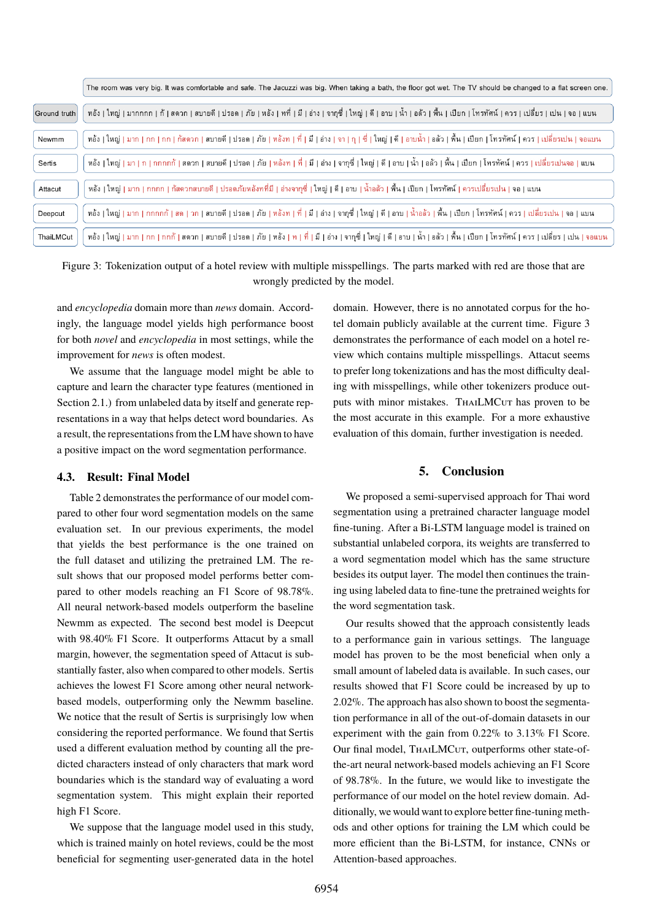The room was very big. It was comfortable and safe. The Jacuzzi was big. When taking a bath, the floor got wet. The TV should be changed to a flat screen one.

| | |
|---|---|
| Ground truth | ห้อง \| ใหญ่ \| มากกกก \| ก้ \| สดวก \| สบายดี \| ปรอด \| ภัย \| หอ้ง \| ทที่ \| มี \| อ่าง \| จากุซี่ \| ใหญ่ \| ดี \| อาบ \| น้ำ \| อล้ว \| พื้น \| เปียก \| โทรทัศน์ \| ควร \| เปลี่ยร \| เปน \| จอ \| แบน |
| Newmm | ห้อง \| ใหญ่ \| มาก \| กก \| กก \| ก้สดวก \| สบายดี \| ปรอด \| ภัย \| หอ้งท \| ที่ \| มี \| อ่าง \| จา \| กุ \| ซี่ \| ใหญ่ \| ดี \| อาบน้ำ \| อล้ว \| พื้น \| เปียก \| โทรทัศน์ \| ควร \| เปลี่ยรเปน \| จอแบน |
| Sertis | ห้อง \| ใหญ่ \| มา \| ก \| กกกก้ \| สดวก \| สบายดี \| ปรอด \| ภัย \| หอ้งท \| ที่ \| มี \| อ่าง \| จากุซี่ \| ใหญ่ \| ดี \| อาบ \| น้ำ \| อล้ว \| พื้น \| เปียก \| โทรทัศน์ \| ควร \| เปลี่ยรเปนจอ \| แบน |
| Attacut | ห้อง \| ใหญ่ \| มาก \| กกกก \| ก้สดวกสบายดี \| ปรอดภัยหอ้งทที่มี \| อ่างจากุซี่ \| ใหญ่ \| ดี \| อาบ \| น้ำอล้ว \| พื้น \| เปียก \| โทรทัศน์ \| ควรเปลี่ยรเปน \| จอ \| แบน |
| Deepcut | ห้อง \| ใหญ่ \| มาก \| กกกก้ \| สด \| วก \| สบายดี \| ปรอด \| ภัย \| หอ้งท \| ที่ \| มี \| อ่าง \| จากุซี่ \| ใหญ่ \| ดี \| อาบ \| น้ำอล้ว \| พื้น \| เปียก \| โทรทัศน์ \| ควร \| เปลี่ยรเปน \| จอ \| แบน |
| ThaiLMCut | ห้อง \| ใหญ่ \| มาก \| กก \| กก้ \| สดวก \| สบายดี \| ปรอด \| ภัย \| หอ้ง \| ท \| ที่ \| มี \| อ่าง \| จากุซี่ \| ใหญ่ \| ดี \| อาบ \| น้ำ \| อล้ว \| พื้น \| เปียก \| โทรทัศน์ \| ควร \| เปลี่ยร \| เปน \| จอแบน |

Figure 3: Tokenization output of a hotel review with multiple misspellings. The parts marked with red are those that are wrongly predicted by the model.

and *encyclopedia* domain more than *news* domain. Accordingly, the language model yields high performance boost for both *novel* and *encyclopedia* in most settings, while the improvement for *news* is often modest.

We assume that the language model might be able to capture and learn the character type features (mentioned in Section 2.1.) from unlabeled data by itself and generate representations in a way that helps detect word boundaries. As a result, the representations from the LM have shown to have a positive impact on the word segmentation performance.

### 4.3. Result: Final Model

Table 2 demonstrates the performance of our model compared to other four word segmentation models on the same evaluation set. In our previous experiments, the model that yields the best performance is the one trained on the full dataset and utilizing the pretrained LM. The result shows that our proposed model performs better compared to other models reaching an F1 Score of 98.78%. All neural network-based models outperform the baseline Newmm as expected. The second best model is Deepcut with 98.40% F1 Score. It outperforms Attacut by a small margin, however, the segmentation speed of Attacut is substantially faster, also when compared to other models. Sertis achieves the lowest F1 Score among other neural network-based models, outperforming only the Newmm baseline. We notice that the result of Sertis is surprisingly low when considering the reported performance. We found that Sertis used a different evaluation method by counting all the predicted characters instead of only characters that mark word boundaries which is the standard way of evaluating a word segmentation system. This might explain their reported high F1 Score.

We suppose that the language model used in this study, which is trained mainly on hotel reviews, could be the most beneficial for segmenting user-generated data in the hotel domain. However, there is no annotated corpus for the hotel domain publicly available at the current time. Figure 3 demonstrates the performance of each model on a hotel review which contains multiple misspellings. Attacut seems to prefer long tokenizations and has the most difficulty dealing with misspellings, while other tokenizers produce outputs with minor mistakes. ThaiLMCut has proven to be the most accurate in this example. For a more exhaustive evaluation of this domain, further investigation is needed.

## 5. Conclusion

We proposed a semi-supervised approach for Thai word segmentation using a pretrained character language model fine-tuning. After a Bi-LSTM language model is trained on substantial unlabeled corpora, its weights are transferred to a word segmentation model which has the same structure besides its output layer. The model then continues the training using labeled data to fine-tune the pretrained weights for the word segmentation task.

Our results showed that the approach consistently leads to a performance gain in various settings. The language model has proven to be the most beneficial when only a small amount of labeled data is available. In such cases, our results showed that F1 Score could be increased by up to 2.02%. The approach has also shown to boost the segmentation performance in all of the out-of-domain datasets in our experiment with the gain from 0.22% to 3.13% F1 Score. Our final model, ThaiLMCut, outperforms other state-of-the-art neural network-based models achieving an F1 Score of 98.78%. In the future, we would like to investigate the performance of our model on the hotel review domain. Additionally, we would want to explore better fine-tuning methods and other options for training the LM which could be more efficient than the Bi-LSTM, for instance, CNNs or Attention-based approaches.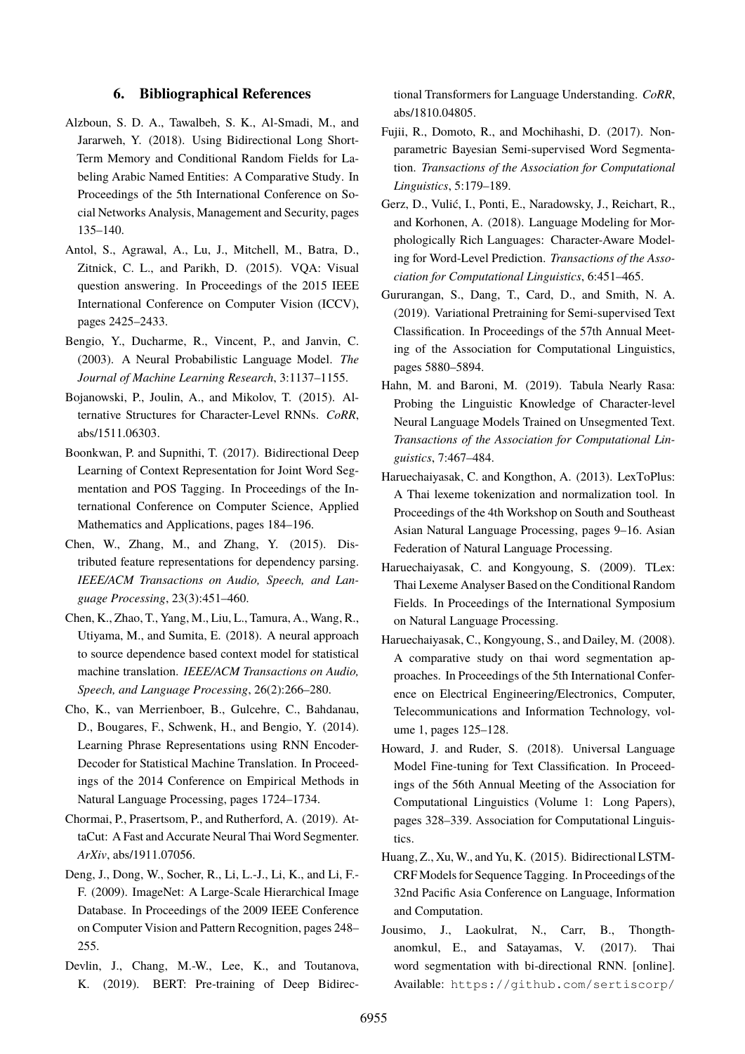## 6. Bibliographical References

Alzboun, S. D. A., Tawalbeh, S. K., Al-Smadi, M., and Jararweh, Y. (2018). Using Bidirectional Long Short-Term Memory and Conditional Random Fields for Labeling Arabic Named Entities: A Comparative Study. In Proceedings of the 5th International Conference on Social Networks Analysis, Management and Security, pages 135–140.

Antol, S., Agrawal, A., Lu, J., Mitchell, M., Batra, D., Zitnick, C. L., and Parikh, D. (2015). VQA: Visual question answering. In Proceedings of the 2015 IEEE International Conference on Computer Vision (ICCV), pages 2425–2433.

Bengio, Y., Ducharme, R., Vincent, P., and Janvin, C. (2003). A Neural Probabilistic Language Model. *The Journal of Machine Learning Research*, 3:1137–1155.

Bojanowski, P., Joulin, A., and Mikolov, T. (2015). Alternative Structures for Character-Level RNNs. *CoRR*, abs/1511.06303.

Boonkwan, P. and Supnithi, T. (2017). Bidirectional Deep Learning of Context Representation for Joint Word Segmentation and POS Tagging. In Proceedings of the International Conference on Computer Science, Applied Mathematics and Applications, pages 184–196.

Chen, W., Zhang, M., and Zhang, Y. (2015). Distributed feature representations for dependency parsing. *IEEE/ACM Transactions on Audio, Speech, and Language Processing*, 23(3):451–460.

Chen, K., Zhao, T., Yang, M., Liu, L., Tamura, A., Wang, R., Utiyama, M., and Sumita, E. (2018). A neural approach to source dependence based context model for statistical machine translation. *IEEE/ACM Transactions on Audio, Speech, and Language Processing*, 26(2):266–280.

Cho, K., van Merrienboer, B., Gulcehre, C., Bahdanau, D., Bougares, F., Schwenk, H., and Bengio, Y. (2014). Learning Phrase Representations using RNN Encoder-Decoder for Statistical Machine Translation. In Proceedings of the 2014 Conference on Empirical Methods in Natural Language Processing, pages 1724–1734.

Chormai, P., Prasertsom, P., and Rutherford, A. (2019). AttaCut: A Fast and Accurate Neural Thai Word Segmenter. *ArXiv*, abs/1911.07056.

Deng, J., Dong, W., Socher, R., Li, L.-J., Li, K., and Li, F.-F. (2009). ImageNet: A Large-Scale Hierarchical Image Database. In Proceedings of the 2009 IEEE Conference on Computer Vision and Pattern Recognition, pages 248–255.

Devlin, J., Chang, M.-W., Lee, K., and Toutanova, K. (2019). BERT: Pre-training of Deep Bidirectional Transformers for Language Understanding. *CoRR*, abs/1810.04805.

Fujii, R., Domoto, R., and Mochihashi, D. (2017). Nonparametric Bayesian Semi-supervised Word Segmentation. *Transactions of the Association for Computational Linguistics*, 5:179–189.

Gerz, D., Vulić, I., Ponti, E., Naradowsky, J., Reichart, R., and Korhonen, A. (2018). Language Modeling for Morphologically Rich Languages: Character-Aware Modeling for Word-Level Prediction. *Transactions of the Association for Computational Linguistics*, 6:451–465.

Gururangan, S., Dang, T., Card, D., and Smith, N. A. (2019). Variational Pretraining for Semi-supervised Text Classification. In Proceedings of the 57th Annual Meeting of the Association for Computational Linguistics, pages 5880–5894.

Hahn, M. and Baroni, M. (2019). Tabula Nearly Rasa: Probing the Linguistic Knowledge of Character-level Neural Language Models Trained on Unsegmented Text. *Transactions of the Association for Computational Linguistics*, 7:467–484.

Haruechaiyasak, C. and Kongthon, A. (2013). LexToPlus: A Thai lexeme tokenization and normalization tool. In Proceedings of the 4th Workshop on South and Southeast Asian Natural Language Processing, pages 9–16. Asian Federation of Natural Language Processing.

Haruechaiyasak, C. and Kongyoung, S. (2009). TLex: Thai Lexeme Analyser Based on the Conditional Random Fields. In Proceedings of the International Symposium on Natural Language Processing.

Haruechaiyasak, C., Kongyoung, S., and Dailey, M. (2008). A comparative study on thai word segmentation approaches. In Proceedings of the 5th International Conference on Electrical Engineering/Electronics, Computer, Telecommunications and Information Technology, volume 1, pages 125–128.

Howard, J. and Ruder, S. (2018). Universal Language Model Fine-tuning for Text Classification. In Proceedings of the 56th Annual Meeting of the Association for Computational Linguistics (Volume 1: Long Papers), pages 328–339. Association for Computational Linguistics.

Huang, Z., Xu, W., and Yu, K. (2015). Bidirectional LSTM-CRF Models for Sequence Tagging. In Proceedings of the 32nd Pacific Asia Conference on Language, Information and Computation.

Jousimo, J., Laokulrat, N., Carr, B., Thongthanomkul, E., and Satayamas, V. (2017). Thai word segmentation with bi-directional RNN. [online]. Available: `https://github.com/sertiscorp/`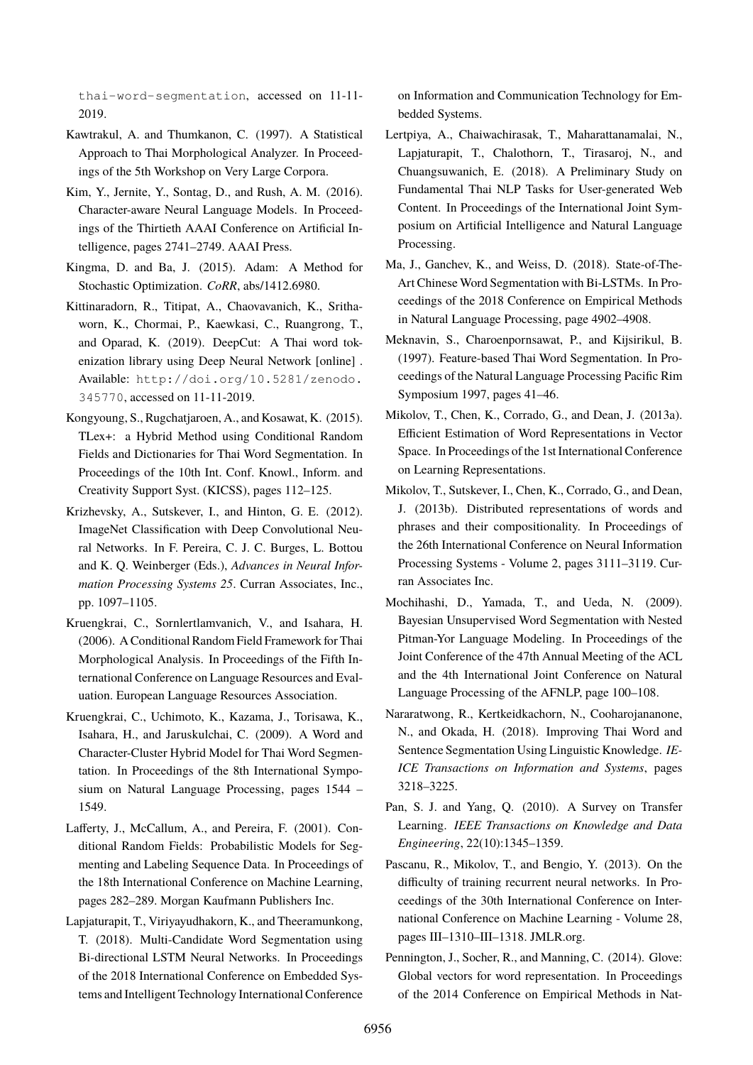thai-word-segmentation, accessed on 11-11-2019.

Kawtrakul, A. and Thumkanon, C. (1997). A Statistical Approach to Thai Morphological Analyzer. In Proceedings of the 5th Workshop on Very Large Corpora.

Kim, Y., Jernite, Y., Sontag, D., and Rush, A. M. (2016). Character-aware Neural Language Models. In Proceedings of the Thirtieth AAAI Conference on Artificial Intelligence, pages 2741–2749. AAAI Press.

Kingma, D. and Ba, J. (2015). Adam: A Method for Stochastic Optimization. *CoRR*, abs/1412.6980.

Kittinaradorn, R., Titipat, A., Chaovavanich, K., Srithaworn, K., Chormai, P., Kaewkasi, C., Ruangrong, T., and Oparad, K. (2019). DeepCut: A Thai word tokenization library using Deep Neural Network [online] . Available: http://doi.org/10.5281/zenodo.345770, accessed on 11-11-2019.

Kongyoung, S., Rugchatjaroen, A., and Kosawat, K. (2015). TLex+: a Hybrid Method using Conditional Random Fields and Dictionaries for Thai Word Segmentation. In Proceedings of the 10th Int. Conf. Knowl., Inform. and Creativity Support Syst. (KICSS), pages 112–125.

Krizhevsky, A., Sutskever, I., and Hinton, G. E. (2012). ImageNet Classification with Deep Convolutional Neural Networks. In F. Pereira, C. J. C. Burges, L. Bottou and K. Q. Weinberger (Eds.), *Advances in Neural Information Processing Systems 25*. Curran Associates, Inc., pp. 1097–1105.

Kruengkrai, C., Sornlertlamvanich, V., and Isahara, H. (2006). A Conditional Random Field Framework for Thai Morphological Analysis. In Proceedings of the Fifth International Conference on Language Resources and Evaluation. European Language Resources Association.

Kruengkrai, C., Uchimoto, K., Kazama, J., Torisawa, K., Isahara, H., and Jaruskulchai, C. (2009). A Word and Character-Cluster Hybrid Model for Thai Word Segmentation. In Proceedings of the 8th International Symposium on Natural Language Processing, pages 1544 – 1549.

Lafferty, J., McCallum, A., and Pereira, F. (2001). Conditional Random Fields: Probabilistic Models for Segmenting and Labeling Sequence Data. In Proceedings of the 18th International Conference on Machine Learning, pages 282–289. Morgan Kaufmann Publishers Inc.

Lapjaturapit, T., Viriyayudhakorn, K., and Theeramunkong, T. (2018). Multi-Candidate Word Segmentation using Bi-directional LSTM Neural Networks. In Proceedings of the 2018 International Conference on Embedded Systems and Intelligent Technology International Conference on Information and Communication Technology for Embedded Systems.

Lertpiya, A., Chaiwachirasak, T., Maharattanamalai, N., Lapjaturapit, T., Chalothorn, T., Tirasaroj, N., and Chuangsuwanich, E. (2018). A Preliminary Study on Fundamental Thai NLP Tasks for User-generated Web Content. In Proceedings of the International Joint Symposium on Artificial Intelligence and Natural Language Processing.

Ma, J., Ganchev, K., and Weiss, D. (2018). State-of-The-Art Chinese Word Segmentation with Bi-LSTMs. In Proceedings of the 2018 Conference on Empirical Methods in Natural Language Processing, page 4902–4908.

Meknavin, S., Charoenpornsawat, P., and Kijsirikul, B. (1997). Feature-based Thai Word Segmentation. In Proceedings of the Natural Language Processing Pacific Rim Symposium 1997, pages 41–46.

Mikolov, T., Chen, K., Corrado, G., and Dean, J. (2013a). Efficient Estimation of Word Representations in Vector Space. In Proceedings of the 1st International Conference on Learning Representations.

Mikolov, T., Sutskever, I., Chen, K., Corrado, G., and Dean, J. (2013b). Distributed representations of words and phrases and their compositionality. In Proceedings of the 26th International Conference on Neural Information Processing Systems - Volume 2, pages 3111–3119. Curran Associates Inc.

Mochihashi, D., Yamada, T., and Ueda, N. (2009). Bayesian Unsupervised Word Segmentation with Nested Pitman-Yor Language Modeling. In Proceedings of the Joint Conference of the 47th Annual Meeting of the ACL and the 4th International Joint Conference on Natural Language Processing of the AFNLP, page 100–108.

Nararatwong, R., Kertkeidkachorn, N., Cooharojananone, N., and Okada, H. (2018). Improving Thai Word and Sentence Segmentation Using Linguistic Knowledge. *IEICE Transactions on Information and Systems*, pages 3218–3225.

Pan, S. J. and Yang, Q. (2010). A Survey on Transfer Learning. *IEEE Transactions on Knowledge and Data Engineering*, 22(10):1345–1359.

Pascanu, R., Mikolov, T., and Bengio, Y. (2013). On the difficulty of training recurrent neural networks. In Proceedings of the 30th International Conference on International Conference on Machine Learning - Volume 28, pages III–1310–III–1318. JMLR.org.

Pennington, J., Socher, R., and Manning, C. (2014). Glove: Global vectors for word representation. In Proceedings of the 2014 Conference on Empirical Methods in Nat-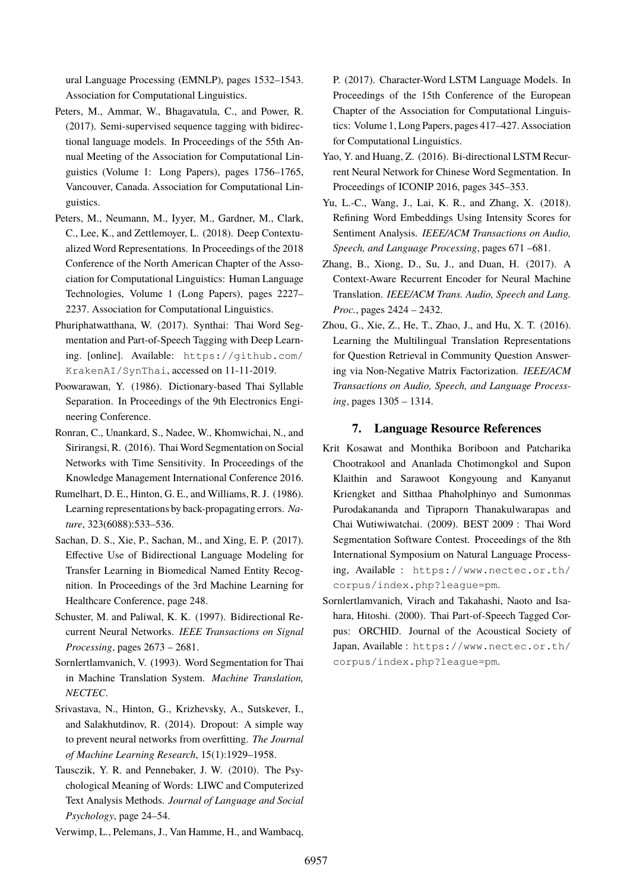ural Language Processing (EMNLP), pages 1532–1543. Association for Computational Linguistics.

Peters, M., Ammar, W., Bhagavatula, C., and Power, R. (2017). Semi-supervised sequence tagging with bidirectional language models. In Proceedings of the 55th Annual Meeting of the Association for Computational Linguistics (Volume 1: Long Papers), pages 1756–1765, Vancouver, Canada. Association for Computational Linguistics.

Peters, M., Neumann, M., Iyyer, M., Gardner, M., Clark, C., Lee, K., and Zettlemoyer, L. (2018). Deep Contextualized Word Representations. In Proceedings of the 2018 Conference of the North American Chapter of the Association for Computational Linguistics: Human Language Technologies, Volume 1 (Long Papers), pages 2227–2237. Association for Computational Linguistics.

Phuriphatwatthana, W. (2017). Synthai: Thai Word Segmentation and Part-of-Speech Tagging with Deep Learning. [online]. Available: `https://github.com/KrakenAI/SynThai`, accessed on 11-11-2019.

Poowarawan, Y. (1986). Dictionary-based Thai Syllable Separation. In Proceedings of the 9th Electronics Engineering Conference.

Ronran, C., Unankard, S., Nadee, W., Khomwichai, N., and Sirirangsi, R. (2016). Thai Word Segmentation on Social Networks with Time Sensitivity. In Proceedings of the Knowledge Management International Conference 2016.

Rumelhart, D. E., Hinton, G. E., and Williams, R. J. (1986). Learning representations by back-propagating errors. *Nature*, 323(6088):533–536.

Sachan, D. S., Xie, P., Sachan, M., and Xing, E. P. (2017). Effective Use of Bidirectional Language Modeling for Transfer Learning in Biomedical Named Entity Recognition. In Proceedings of the 3rd Machine Learning for Healthcare Conference, page 248.

Schuster, M. and Paliwal, K. K. (1997). Bidirectional Recurrent Neural Networks. *IEEE Transactions on Signal Processing*, pages 2673 – 2681.

Sornlertlamvanich, V. (1993). Word Segmentation for Thai in Machine Translation System. *Machine Translation, NECTEC*.

Srivastava, N., Hinton, G., Krizhevsky, A., Sutskever, I., and Salakhutdinov, R. (2014). Dropout: A simple way to prevent neural networks from overfitting. *The Journal of Machine Learning Research*, 15(1):1929–1958.

Tausczik, Y. R. and Pennebaker, J. W. (2010). The Psychological Meaning of Words: LIWC and Computerized Text Analysis Methods. *Journal of Language and Social Psychology*, page 24–54.

Verwimp, L., Pelemans, J., Van Hamme, H., and Wambacq, P. (2017). Character-Word LSTM Language Models. In Proceedings of the 15th Conference of the European Chapter of the Association for Computational Linguistics: Volume 1, Long Papers, pages 417–427. Association for Computational Linguistics.

Yao, Y. and Huang, Z. (2016). Bi-directional LSTM Recurrent Neural Network for Chinese Word Segmentation. In Proceedings of ICONIP 2016, pages 345–353.

Yu, L.-C., Wang, J., Lai, K. R., and Zhang, X. (2018). Refining Word Embeddings Using Intensity Scores for Sentiment Analysis. *IEEE/ACM Transactions on Audio, Speech, and Language Processing*, pages 671 –681.

Zhang, B., Xiong, D., Su, J., and Duan, H. (2017). A Context-Aware Recurrent Encoder for Neural Machine Translation. *IEEE/ACM Trans. Audio, Speech and Lang. Proc.*, pages 2424 – 2432.

Zhou, G., Xie, Z., He, T., Zhao, J., and Hu, X. T. (2016). Learning the Multilingual Translation Representations for Question Retrieval in Community Question Answering via Non-Negative Matrix Factorization. *IEEE/ACM Transactions on Audio, Speech, and Language Processing*, pages 1305 – 1314.

## 7. Language Resource References

Krit Kosawat and Monthika Boriboon and Patcharika Chootrakool and Ananlada Chotimongkol and Supon Klaithin and Sarawoot Kongyoung and Kanyanut Kriengket and Sitthaa Phaholphinyo and Sumonmas Purodakananda and Tipraporn Thanakulwarapas and Chai Wutiwiwatchai. (2009). BEST 2009 : Thai Word Segmentation Software Contest. Proceedings of the 8th International Symposium on Natural Language Processing, Available : `https://www.nectec.or.th/corpus/index.php?league=pm`.

Sornlertlamvanich, Virach and Takahashi, Naoto and Isahara, Hitoshi. (2000). Thai Part-of-Speech Tagged Corpus: ORCHID. Journal of the Acoustical Society of Japan, Available : `https://www.nectec.or.th/corpus/index.php?league=pm`.